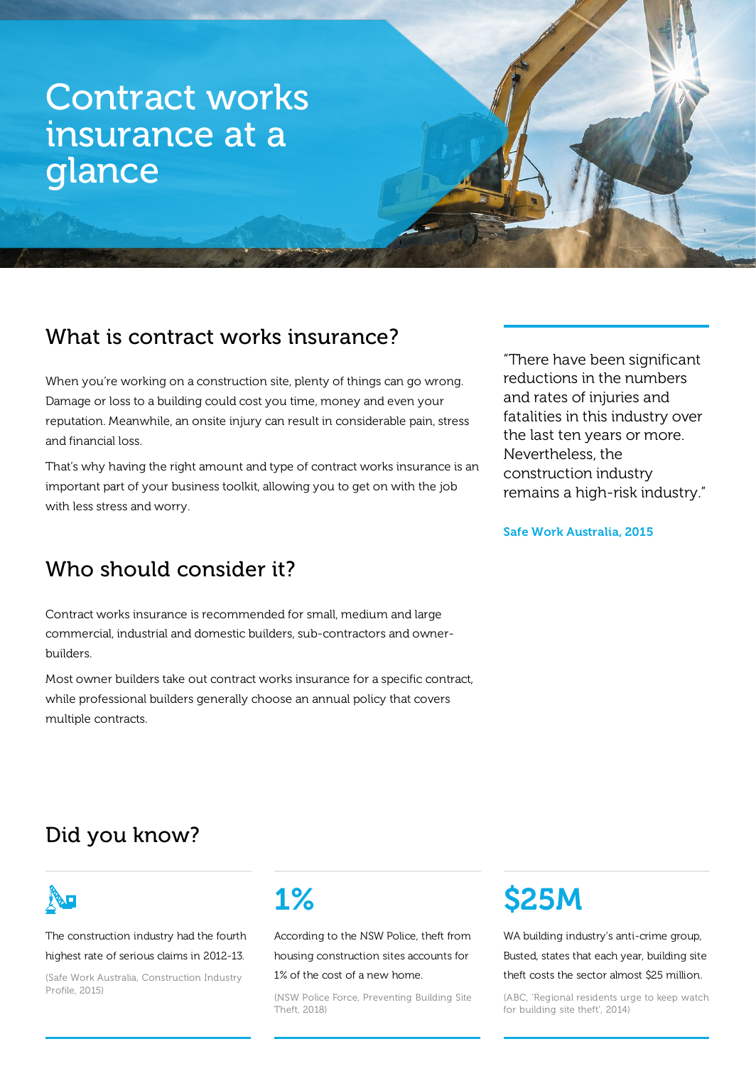# Contract works insurance at a glance

## What is contract works insurance?

When you're working on a construction site, plenty of things can go wrong. Damage or loss to a building could cost you time, money and even your reputation. Meanwhile, an onsite injury can result in considerable pain, stress and financial loss.

That's why having the right amount and type of contract works insurance is an important part of your business toolkit, allowing you to get on with the job with less stress and worry.

> "There have been significant reductions in the numbers and rates of injuries and fatalities in this industry over the last ten years or more. Nevertheless, the construction industry remains a high-risk industry."
>
> **Safe Work Australia, 2015**

## Who should consider it?

Contract works insurance is recommended for small, medium and large commercial, industrial and domestic builders, sub-contractors and owner-builders.

Most owner builders take out contract works insurance for a specific contract, while professional builders generally choose an annual policy that covers multiple contracts.

## Did you know?

The construction industry had the fourth highest rate of serious claims in 2012-13.

(Safe Work Australia, Construction Industry Profile, 2015)

**1%**

According to the NSW Police, theft from housing construction sites accounts for 1% of the cost of a new home.

(NSW Police Force, Preventing Building Site Theft, 2018)

**$25M**

WA building industry's anti-crime group, Busted, states that each year, building site theft costs the sector almost $25 million.

(ABC, 'Regional residents urge to keep watch for building site theft', 2014)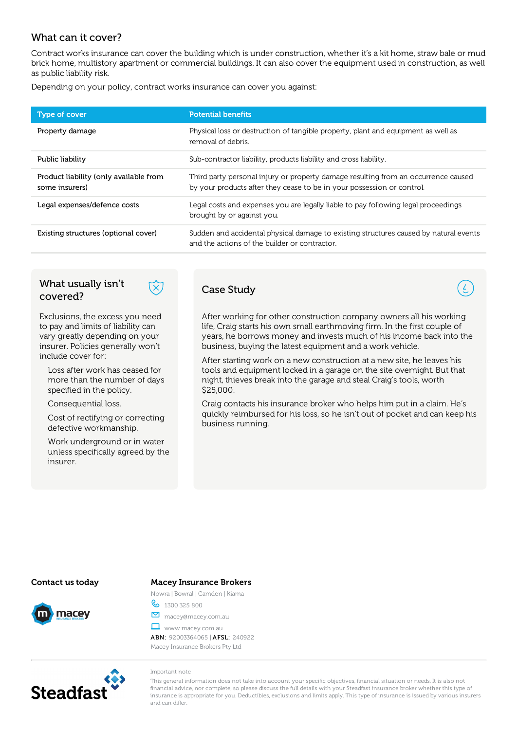## What can it cover?

Contract works insurance can cover the building which is under construction, whether it's a kit home, straw bale or mud brick home, multistory apartment or commercial buildings. It can also cover the equipment used in construction, as well as public liability risk.

Depending on your policy, contract works insurance can cover you against:

| Type of cover | Potential benefits |
|---|---|
| Property damage | Physical loss or destruction of tangible property, plant and equipment as well as removal of debris. |
| Public liability | Sub-contractor liability, products liability and cross liability. |
| Product liability (only available from some insurers) | Third party personal injury or property damage resulting from an occurrence caused by your products after they cease to be in your possession or control. |
| Legal expenses/defence costs | Legal costs and expenses you are legally liable to pay following legal proceedings brought by or against you. |
| Existing structures (optional cover) | Sudden and accidental physical damage to existing structures caused by natural events and the actions of the builder or contractor. |

## What usually isn't covered?

Exclusions, the excess you need to pay and limits of liability can vary greatly depending on your insurer. Policies generally won't include cover for:

- Loss after work has ceased for more than the number of days specified in the policy.
- Consequential loss.
- Cost of rectifying or correcting defective workmanship.
- Work underground or in water unless specifically agreed by the insurer.

## Case Study

After working for other construction company owners all his working life, Craig starts his own small earthmoving firm. In the first couple of years, he borrows money and invests much of his income back into the business, buying the latest equipment and a work vehicle.

After starting work on a new construction at a new site, he leaves his tools and equipment locked in a garage on the site overnight. But that night, thieves break into the garage and steal Craig's tools, worth $25,000.

Craig contacts his insurance broker who helps him put in a claim. He's quickly reimbursed for his loss, so he isn't out of pocket and can keep his business running.

**Contact us today**

macey INSURANCE BROKERS

**Macey Insurance Brokers**

Nowra | Bowral | Camden | Kiama

1300 325 800

macey@macey.com.au

www.macey.com.au

**ABN:** 92003364065 | **AFSL:** 240922

Macey Insurance Brokers Pty Ltd

Steadfast

Important note

This general information does not take into account your specific objectives, financial situation or needs. It is also not financial advice, nor complete, so please discuss the full details with your Steadfast insurance broker whether this type of insurance is appropriate for you. Deductibles, exclusions and limits apply. This type of insurance is issued by various insurers and can differ.